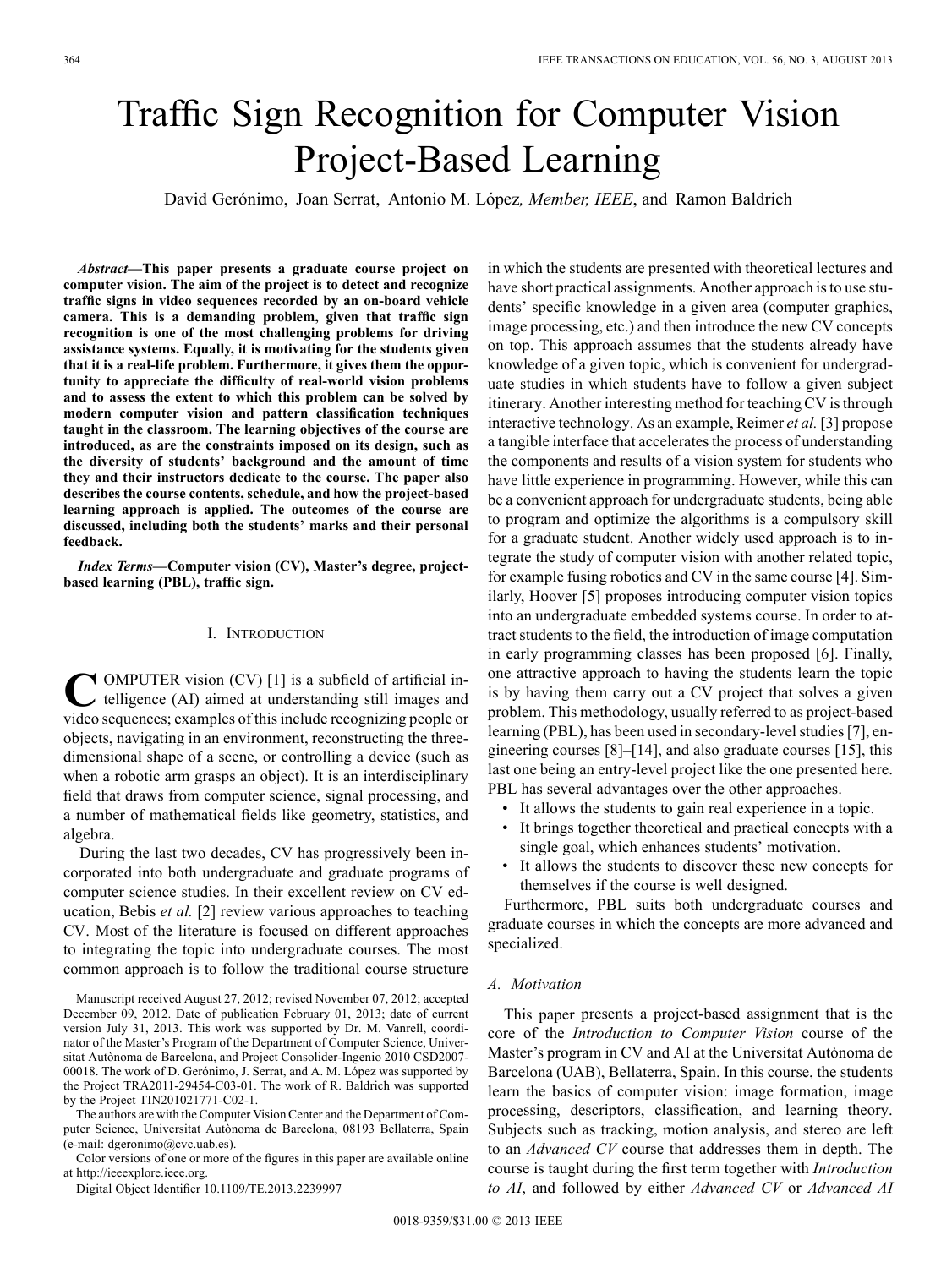# Traffic Sign Recognition for Computer Vision Project-Based Learning

David Gerónimo, Joan Serrat, Antonio M. López, *Member, IEEE*, and Ramon Baldrich

***Abstract*—This paper presents a graduate course project on computer vision. The aim of the project is to detect and recognize traffic signs in video sequences recorded by an on-board vehicle camera. This is a demanding problem, given that traffic sign recognition is one of the most challenging problems for driving assistance systems. Equally, it is motivating for the students given that it is a real-life problem. Furthermore, it gives them the opportunity to appreciate the difficulty of real-world vision problems and to assess the extent to which this problem can be solved by modern computer vision and pattern classification techniques taught in the classroom. The learning objectives of the course are introduced, as are the constraints imposed on its design, such as the diversity of students' background and the amount of time they and their instructors dedicate to the course. The paper also describes the course contents, schedule, and how the project-based learning approach is applied. The outcomes of the course are discussed, including both the students' marks and their personal feedback.**

***Index Terms*—Computer vision (CV), Master's degree, project-based learning (PBL), traffic sign.**

## I. Introduction

COMPUTER vision (CV) [1] is a subfield of artificial intelligence (AI) aimed at understanding still images and video sequences; examples of this include recognizing people or objects, navigating in an environment, reconstructing the three-dimensional shape of a scene, or controlling a device (such as when a robotic arm grasps an object). It is an interdisciplinary field that draws from computer science, signal processing, and a number of mathematical fields like geometry, statistics, and algebra.

During the last two decades, CV has progressively been incorporated into both undergraduate and graduate programs of computer science studies. In their excellent review on CV education, Bebis *et al.* [2] review various approaches to teaching CV. Most of the literature is focused on different approaches to integrating the topic into undergraduate courses. The most common approach is to follow the traditional course structure in which the students are presented with theoretical lectures and have short practical assignments. Another approach is to use students' specific knowledge in a given area (computer graphics, image processing, etc.) and then introduce the new CV concepts on top. This approach assumes that the students already have knowledge of a given topic, which is convenient for undergraduate studies in which students have to follow a given subject itinerary. Another interesting method for teaching CV is through interactive technology. As an example, Reimer *et al.* [3] propose a tangible interface that accelerates the process of understanding the components and results of a vision system for students who have little experience in programming. However, while this can be a convenient approach for undergraduate students, being able to program and optimize the algorithms is a compulsory skill for a graduate student. Another widely used approach is to integrate the study of computer vision with another related topic, for example fusing robotics and CV in the same course [4]. Similarly, Hoover [5] proposes introducing computer vision topics into an undergraduate embedded systems course. In order to attract students to the field, the introduction of image computation in early programming classes has been proposed [6]. Finally, one attractive approach to having the students learn the topic is by having them carry out a CV project that solves a given problem. This methodology, usually referred to as project-based learning (PBL), has been used in secondary-level studies [7], engineering courses [8]–[14], and also graduate courses [15], this last one being an entry-level project like the one presented here. PBL has several advantages over the other approaches.

- It allows the students to gain real experience in a topic.
- It brings together theoretical and practical concepts with a single goal, which enhances students' motivation.
- It allows the students to discover these new concepts for themselves if the course is well designed.

Furthermore, PBL suits both undergraduate courses and graduate courses in which the concepts are more advanced and specialized.

### A. Motivation

This paper presents a project-based assignment that is the core of the *Introduction to Computer Vision* course of the Master's program in CV and AI at the Universitat Autònoma de Barcelona (UAB), Bellaterra, Spain. In this course, the students learn the basics of computer vision: image formation, image processing, descriptors, classification, and learning theory. Subjects such as tracking, motion analysis, and stereo are left to an *Advanced CV* course that addresses them in depth. The course is taught during the first term together with *Introduction to AI*, and followed by either *Advanced CV* or *Advanced AI*

Manuscript received August 27, 2012; revised November 07, 2012; accepted December 09, 2012. Date of publication February 01, 2013; date of current version July 31, 2013. This work was supported by Dr. M. Vanrell, coordinator of the Master's Program of the Department of Computer Science, Universitat Autònoma de Barcelona, and Project Consolider-Ingenio 2010 CSD2007-00018. The work of D. Gerónimo, J. Serrat, and A. M. López was supported by the Project TRA2011-29454-C03-01. The work of R. Baldrich was supported by the Project TIN201021771-C02-1.

The authors are with the Computer Vision Center and the Department of Computer Science, Universitat Autònoma de Barcelona, 08193 Bellaterra, Spain (e-mail: dgeronimo@cvc.uab.es).

Color versions of one or more of the figures in this paper are available online at http://ieeexplore.ieee.org.

Digital Object Identifier 10.1109/TE.2013.2239997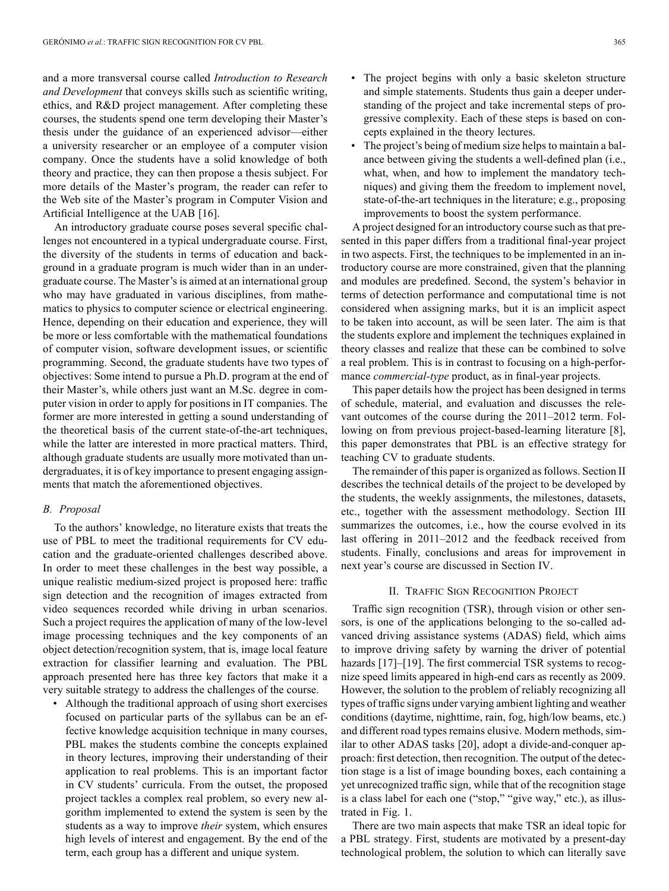and a more transversal course called *Introduction to Research and Development* that conveys skills such as scientific writing, ethics, and R&D project management. After completing these courses, the students spend one term developing their Master's thesis under the guidance of an experienced advisor—either a university researcher or an employee of a computer vision company. Once the students have a solid knowledge of both theory and practice, they can then propose a thesis subject. For more details of the Master's program, the reader can refer to the Web site of the Master's program in Computer Vision and Artificial Intelligence at the UAB [16].

An introductory graduate course poses several specific challenges not encountered in a typical undergraduate course. First, the diversity of the students in terms of education and background in a graduate program is much wider than in an undergraduate course. The Master's is aimed at an international group who may have graduated in various disciplines, from mathematics to physics to computer science or electrical engineering. Hence, depending on their education and experience, they will be more or less comfortable with the mathematical foundations of computer vision, software development issues, or scientific programming. Second, the graduate students have two types of objectives: Some intend to pursue a Ph.D. program at the end of their Master's, while others just want an M.Sc. degree in computer vision in order to apply for positions in IT companies. The former are more interested in getting a sound understanding of the theoretical basis of the current state-of-the-art techniques, while the latter are interested in more practical matters. Third, although graduate students are usually more motivated than undergraduates, it is of key importance to present engaging assignments that match the aforementioned objectives.

### *B. Proposal*

To the authors' knowledge, no literature exists that treats the use of PBL to meet the traditional requirements for CV education and the graduate-oriented challenges described above. In order to meet these challenges in the best way possible, a unique realistic medium-sized project is proposed here: traffic sign detection and the recognition of images extracted from video sequences recorded while driving in urban scenarios. Such a project requires the application of many of the low-level image processing techniques and the key components of an object detection/recognition system, that is, image local feature extraction for classifier learning and evaluation. The PBL approach presented here has three key factors that make it a very suitable strategy to address the challenges of the course.

- Although the traditional approach of using short exercises focused on particular parts of the syllabus can be an effective knowledge acquisition technique in many courses, PBL makes the students combine the concepts explained in theory lectures, improving their understanding of their application to real problems. This is an important factor in CV students' curricula. From the outset, the proposed project tackles a complex real problem, so every new algorithm implemented to extend the system is seen by the students as a way to improve *their* system, which ensures high levels of interest and engagement. By the end of the term, each group has a different and unique system.
- The project begins with only a basic skeleton structure and simple statements. Students thus gain a deeper understanding of the project and take incremental steps of progressive complexity. Each of these steps is based on concepts explained in the theory lectures.
- The project's being of medium size helps to maintain a balance between giving the students a well-defined plan (i.e., what, when, and how to implement the mandatory techniques) and giving them the freedom to implement novel, state-of-the-art techniques in the literature; e.g., proposing improvements to boost the system performance.

A project designed for an introductory course such as that presented in this paper differs from a traditional final-year project in two aspects. First, the techniques to be implemented in an introductory course are more constrained, given that the planning and modules are predefined. Second, the system's behavior in terms of detection performance and computational time is not considered when assigning marks, but it is an implicit aspect to be taken into account, as will be seen later. The aim is that the students explore and implement the techniques explained in theory classes and realize that these can be combined to solve a real problem. This is in contrast to focusing on a high-performance *commercial-type* product, as in final-year projects.

This paper details how the project has been designed in terms of schedule, material, and evaluation and discusses the relevant outcomes of the course during the 2011–2012 term. Following on from previous project-based-learning literature [8], this paper demonstrates that PBL is an effective strategy for teaching CV to graduate students.

The remainder of this paper is organized as follows. Section II describes the technical details of the project to be developed by the students, the weekly assignments, the milestones, datasets, etc., together with the assessment methodology. Section III summarizes the outcomes, i.e., how the course evolved in its last offering in 2011–2012 and the feedback received from students. Finally, conclusions and areas for improvement in next year's course are discussed in Section IV.

## II. Traffic Sign Recognition Project

Traffic sign recognition (TSR), through vision or other sensors, is one of the applications belonging to the so-called advanced driving assistance systems (ADAS) field, which aims to improve driving safety by warning the driver of potential hazards [17]–[19]. The first commercial TSR systems to recognize speed limits appeared in high-end cars as recently as 2009. However, the solution to the problem of reliably recognizing all types of traffic signs under varying ambient lighting and weather conditions (daytime, nighttime, rain, fog, high/low beams, etc.) and different road types remains elusive. Modern methods, similar to other ADAS tasks [20], adopt a divide-and-conquer approach: first detection, then recognition. The output of the detection stage is a list of image bounding boxes, each containing a yet unrecognized traffic sign, while that of the recognition stage is a class label for each one ("stop," "give way," etc.), as illustrated in Fig. 1.

There are two main aspects that make TSR an ideal topic for a PBL strategy. First, students are motivated by a present-day technological problem, the solution to which can literally save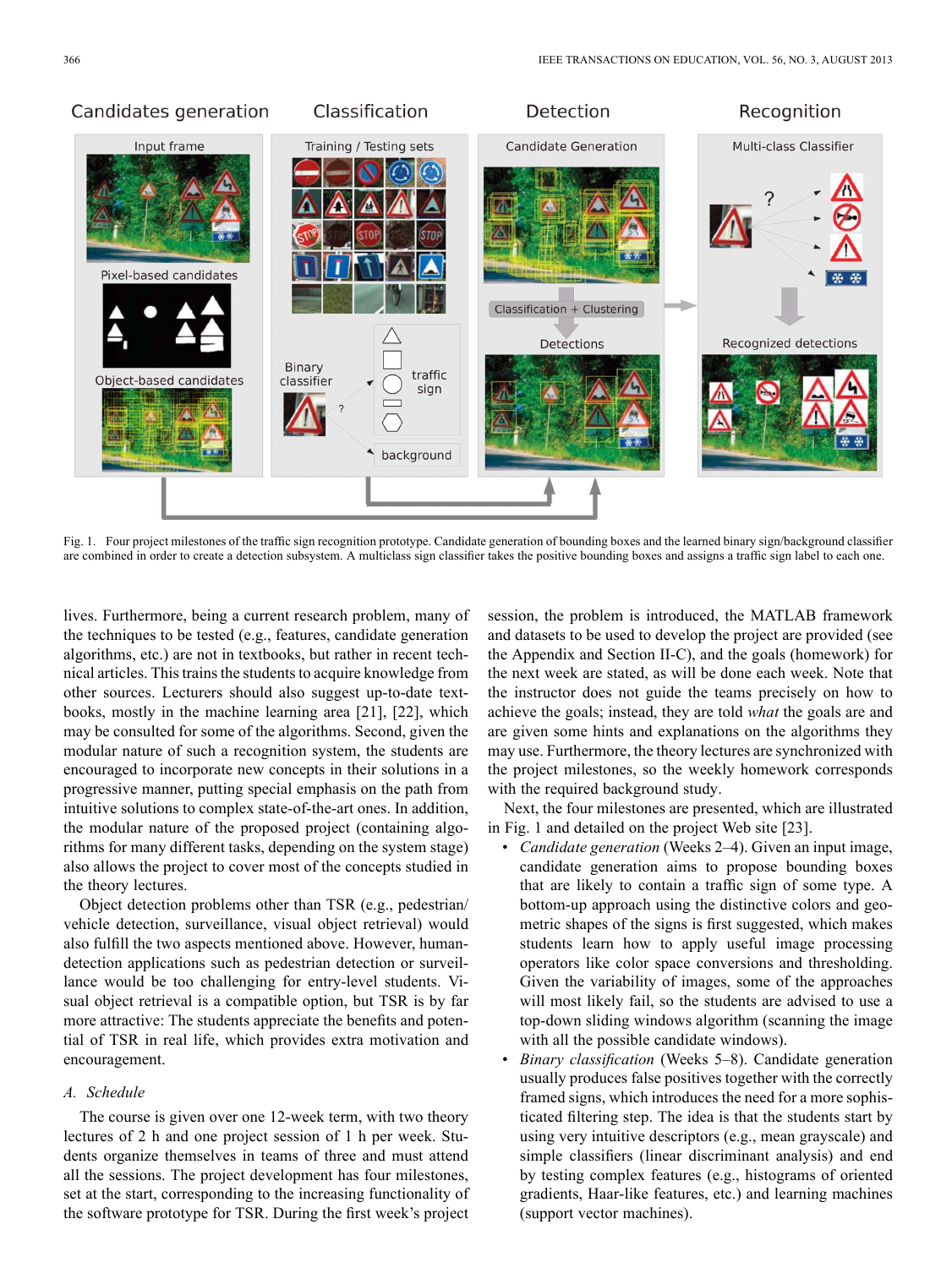Fig. 1. Four project milestones of the traffic sign recognition prototype. Candidate generation of bounding boxes and the learned binary sign/background classifier are combined in order to create a detection subsystem. A multiclass sign classifier takes the positive bounding boxes and assigns a traffic sign label to each one.

lives. Furthermore, being a current research problem, many of the techniques to be tested (e.g., features, candidate generation algorithms, etc.) are not in textbooks, but rather in recent technical articles. This trains the students to acquire knowledge from other sources. Lecturers should also suggest up-to-date textbooks, mostly in the machine learning area [21], [22], which may be consulted for some of the algorithms. Second, given the modular nature of such a recognition system, the students are encouraged to incorporate new concepts in their solutions in a progressive manner, putting special emphasis on the path from intuitive solutions to complex state-of-the-art ones. In addition, the modular nature of the proposed project (containing algorithms for many different tasks, depending on the system stage) also allows the project to cover most of the concepts studied in the theory lectures.

Object detection problems other than TSR (e.g., pedestrian/vehicle detection, surveillance, visual object retrieval) would also fulfill the two aspects mentioned above. However, human-detection applications such as pedestrian detection or surveillance would be too challenging for entry-level students. Visual object retrieval is a compatible option, but TSR is by far more attractive: The students appreciate the benefits and potential of TSR in real life, which provides extra motivation and encouragement.

### *A. Schedule*

The course is given over one 12-week term, with two theory lectures of 2 h and one project session of 1 h per week. Students organize themselves in teams of three and must attend all the sessions. The project development has four milestones, set at the start, corresponding to the increasing functionality of the software prototype for TSR. During the first week's project session, the problem is introduced, the MATLAB framework and datasets to be used to develop the project are provided (see the Appendix and Section II-C), and the goals (homework) for the next week are stated, as will be done each week. Note that the instructor does not guide the teams precisely on how to achieve the goals; instead, they are told *what* the goals are and are given some hints and explanations on the algorithms they may use. Furthermore, the theory lectures are synchronized with the project milestones, so the weekly homework corresponds with the required background study.

Next, the four milestones are presented, which are illustrated in Fig. 1 and detailed on the project Web site [23].

- *Candidate generation* (Weeks 2–4). Given an input image, candidate generation aims to propose bounding boxes that are likely to contain a traffic sign of some type. A bottom-up approach using the distinctive colors and geometric shapes of the signs is first suggested, which makes students learn how to apply useful image processing operators like color space conversions and thresholding. Given the variability of images, some of the approaches will most likely fail, so the students are advised to use a top-down sliding windows algorithm (scanning the image with all the possible candidate windows).
- *Binary classification* (Weeks 5–8). Candidate generation usually produces false positives together with the correctly framed signs, which introduces the need for a more sophisticated filtering step. The idea is that the students start by using very intuitive descriptors (e.g., mean grayscale) and simple classifiers (linear discriminant analysis) and end by testing complex features (e.g., histograms of oriented gradients, Haar-like features, etc.) and learning machines (support vector machines).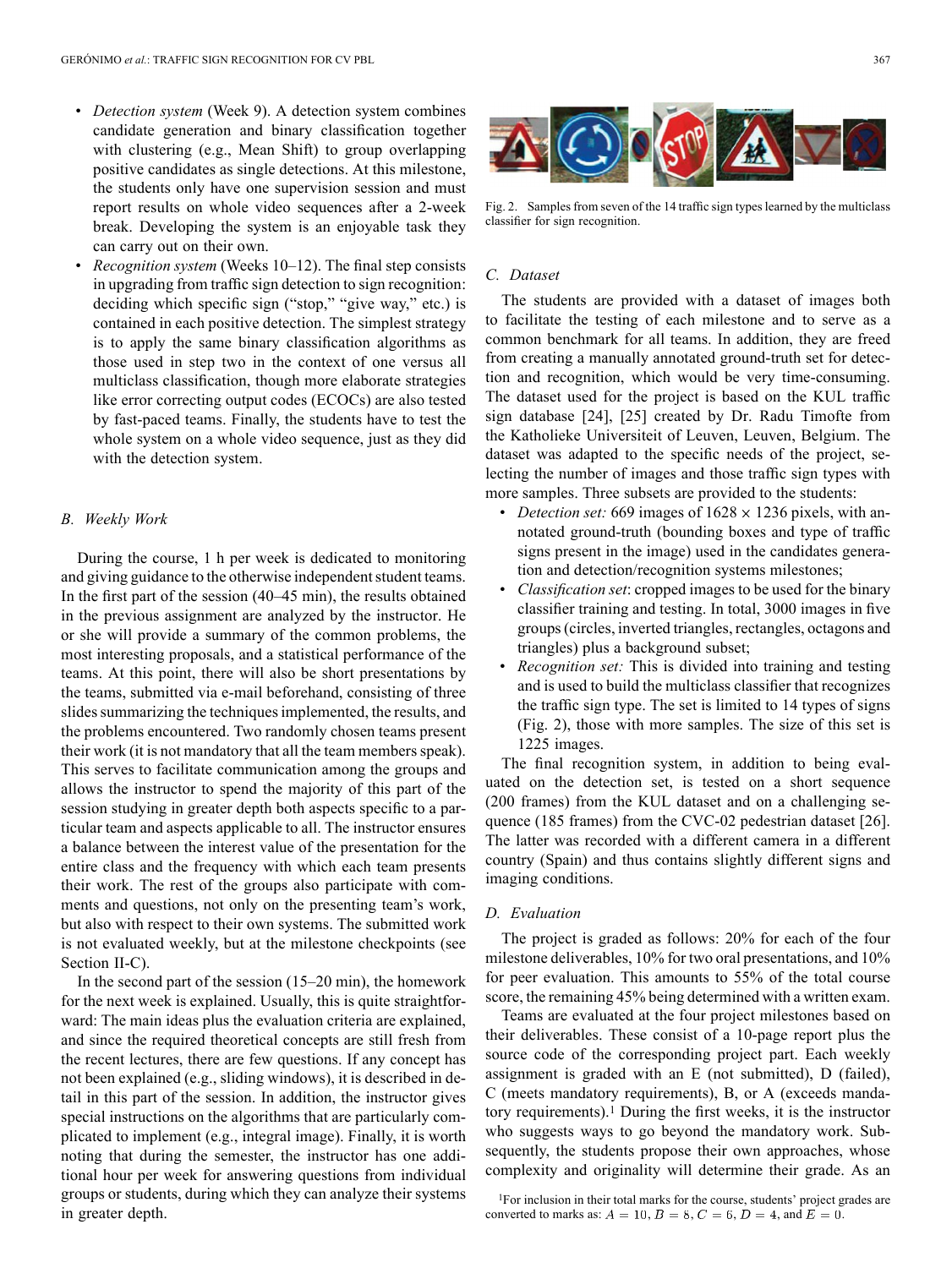- *Detection system* (Week 9). A detection system combines candidate generation and binary classification together with clustering (e.g., Mean Shift) to group overlapping positive candidates as single detections. At this milestone, the students only have one supervision session and must report results on whole video sequences after a 2-week break. Developing the system is an enjoyable task they can carry out on their own.
- *Recognition system* (Weeks 10–12). The final step consists in upgrading from traffic sign detection to sign recognition: deciding which specific sign ("stop," "give way," etc.) is contained in each positive detection. The simplest strategy is to apply the same binary classification algorithms as those used in step two in the context of one versus all multiclass classification, though more elaborate strategies like error correcting output codes (ECOCs) are also tested by fast-paced teams. Finally, the students have to test the whole system on a whole video sequence, just as they did with the detection system.

### *B. Weekly Work*

During the course, 1 h per week is dedicated to monitoring and giving guidance to the otherwise independent student teams. In the first part of the session (40–45 min), the results obtained in the previous assignment are analyzed by the instructor. He or she will provide a summary of the common problems, the most interesting proposals, and a statistical performance of the teams. At this point, there will also be short presentations by the teams, submitted via e-mail beforehand, consisting of three slides summarizing the techniques implemented, the results, and the problems encountered. Two randomly chosen teams present their work (it is not mandatory that all the team members speak). This serves to facilitate communication among the groups and allows the instructor to spend the majority of this part of the session studying in greater depth both aspects specific to a particular team and aspects applicable to all. The instructor ensures a balance between the interest value of the presentation for the entire class and the frequency with which each team presents their work. The rest of the groups also participate with comments and questions, not only on the presenting team's work, but also with respect to their own systems. The submitted work is not evaluated weekly, but at the milestone checkpoints (see Section II-C).

In the second part of the session (15–20 min), the homework for the next week is explained. Usually, this is quite straightforward: The main ideas plus the evaluation criteria are explained, and since the required theoretical concepts are still fresh from the recent lectures, there are few questions. If any concept has not been explained (e.g., sliding windows), it is described in detail in this part of the session. In addition, the instructor gives special instructions on the algorithms that are particularly complicated to implement (e.g., integral image). Finally, it is worth noting that during the semester, the instructor has one additional hour per week for answering questions from individual groups or students, during which they can analyze their systems in greater depth.

Fig. 2. Samples from seven of the 14 traffic sign types learned by the multiclass classifier for sign recognition.

### *C. Dataset*

The students are provided with a dataset of images both to facilitate the testing of each milestone and to serve as a common benchmark for all teams. In addition, they are freed from creating a manually annotated ground-truth set for detection and recognition, which would be very time-consuming. The dataset used for the project is based on the KUL traffic sign database [24], [25] created by Dr. Radu Timofte from the Katholieke Universiteit of Leuven, Leuven, Belgium. The dataset was adapted to the specific needs of the project, selecting the number of images and those traffic sign types with more samples. Three subsets are provided to the students:

- *Detection set:* 669 images of $1628 \times 1236$ pixels, with annotated ground-truth (bounding boxes and type of traffic signs present in the image) used in the candidates generation and detection/recognition systems milestones;
- *Classification set*: cropped images to be used for the binary classifier training and testing. In total, 3000 images in five groups (circles, inverted triangles, rectangles, octagons and triangles) plus a background subset;
- *Recognition set:* This is divided into training and testing and is used to build the multiclass classifier that recognizes the traffic sign type. The set is limited to 14 types of signs (Fig. 2), those with more samples. The size of this set is 1225 images.

The final recognition system, in addition to being evaluated on the detection set, is tested on a short sequence (200 frames) from the KUL dataset and on a challenging sequence (185 frames) from the CVC-02 pedestrian dataset [26]. The latter was recorded with a different camera in a different country (Spain) and thus contains slightly different signs and imaging conditions.

### *D. Evaluation*

The project is graded as follows: 20% for each of the four milestone deliverables, 10% for two oral presentations, and 10% for peer evaluation. This amounts to 55% of the total course score, the remaining 45% being determined with a written exam.

Teams are evaluated at the four project milestones based on their deliverables. These consist of a 10-page report plus the source code of the corresponding project part. Each weekly assignment is graded with an E (not submitted), D (failed), C (meets mandatory requirements), B, or A (exceeds mandatory requirements).[1] During the first weeks, it is the instructor who suggests ways to go beyond the mandatory work. Subsequently, the students propose their own approaches, whose complexity and originality will determine their grade. As an

[1]For inclusion in their total marks for the course, students' project grades are converted to marks as: $A = 10$, $B = 8$, $C = 6$, $D = 4$, and $E = 0$.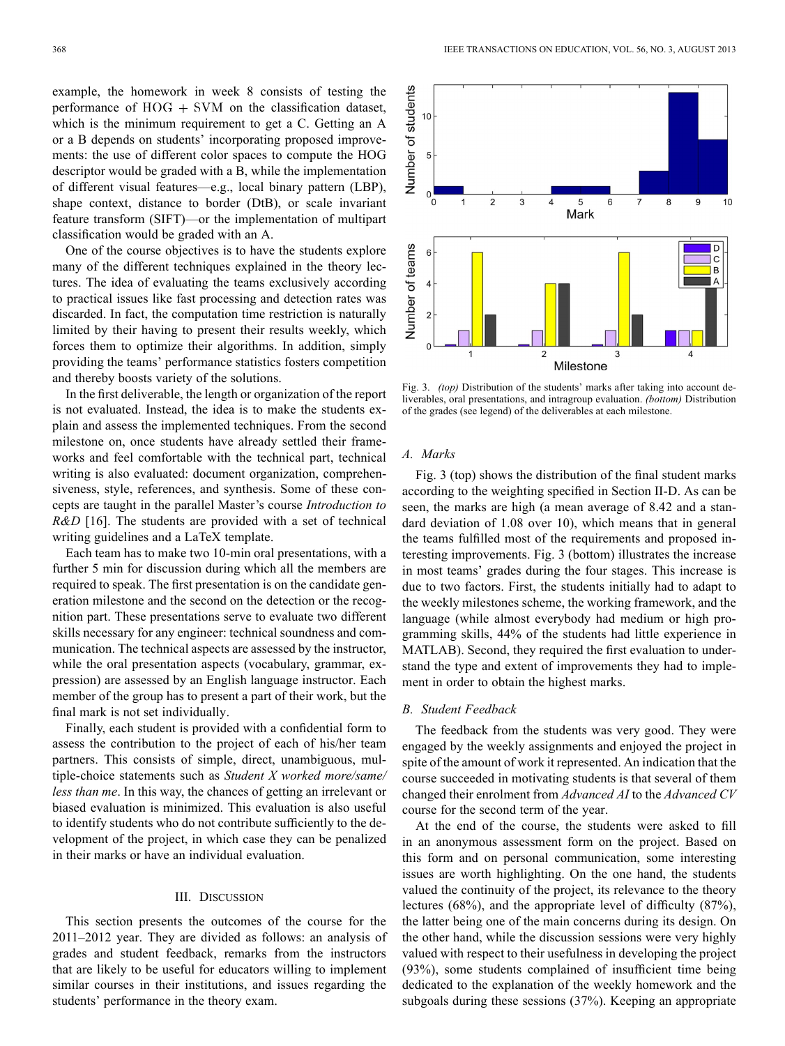example, the homework in week 8 consists of testing the performance of HOG + SVM on the classification dataset, which is the minimum requirement to get a C. Getting an A or a B depends on students' incorporating proposed improvements: the use of different color spaces to compute the HOG descriptor would be graded with a B, while the implementation of different visual features—e.g., local binary pattern (LBP), shape context, distance to border (DtB), or scale invariant feature transform (SIFT)—or the implementation of multipart classification would be graded with an A.

One of the course objectives is to have the students explore many of the different techniques explained in the theory lectures. The idea of evaluating the teams exclusively according to practical issues like fast processing and detection rates was discarded. In fact, the computation time restriction is naturally limited by their having to present their results weekly, which forces them to optimize their algorithms. In addition, simply providing the teams' performance statistics fosters competition and thereby boosts variety of the solutions.

In the first deliverable, the length or organization of the report is not evaluated. Instead, the idea is to make the students explain and assess the implemented techniques. From the second milestone on, once students have already settled their frameworks and feel comfortable with the technical part, technical writing is also evaluated: document organization, comprehensiveness, style, references, and synthesis. Some of these concepts are taught in the parallel Master's course *Introduction to R&D* [16]. The students are provided with a set of technical writing guidelines and a LaTeX template.

Each team has to make two 10-min oral presentations, with a further 5 min for discussion during which all the members are required to speak. The first presentation is on the candidate generation milestone and the second on the detection or the recognition part. These presentations serve to evaluate two different skills necessary for any engineer: technical soundness and communication. The technical aspects are assessed by the instructor, while the oral presentation aspects (vocabulary, grammar, expression) are assessed by an English language instructor. Each member of the group has to present a part of their work, but the final mark is not set individually.

Finally, each student is provided with a confidential form to assess the contribution to the project of each of his/her team partners. This consists of simple, direct, unambiguous, multiple-choice statements such as *Student X worked more/same/less than me*. In this way, the chances of getting an irrelevant or biased evaluation is minimized. This evaluation is also useful to identify students who do not contribute sufficiently to the development of the project, in which case they can be penalized in their marks or have an individual evaluation.

## III. Discussion

This section presents the outcomes of the course for the 2011–2012 year. They are divided as follows: an analysis of grades and student feedback, remarks from the instructors that are likely to be useful for educators willing to implement similar courses in their institutions, and issues regarding the students' performance in the theory exam.

Number of students
0 1 2 3 4 5 6 7 8 9 10
Mark

Number of teams
Milestone
1 2 3 4
D C B A

Fig. 3. *(top)* Distribution of the students' marks after taking into account deliverables, oral presentations, and intragroup evaluation. *(bottom)* Distribution of the grades (see legend) of the deliverables at each milestone.

### A. Marks

Fig. 3 (top) shows the distribution of the final student marks according to the weighting specified in Section II-D. As can be seen, the marks are high (a mean average of 8.42 and a standard deviation of 1.08 over 10), which means that in general the teams fulfilled most of the requirements and proposed interesting improvements. Fig. 3 (bottom) illustrates the increase in most teams' grades during the four stages. This increase is due to two factors. First, the students initially had to adapt to the weekly milestones scheme, the working framework, and the language (while almost everybody had medium or high programming skills, 44% of the students had little experience in MATLAB). Second, they required the first evaluation to understand the type and extent of improvements they had to implement in order to obtain the highest marks.

### B. Student Feedback

The feedback from the students was very good. They were engaged by the weekly assignments and enjoyed the project in spite of the amount of work it represented. An indication that the course succeeded in motivating students is that several of them changed their enrolment from *Advanced AI* to the *Advanced CV* course for the second term of the year.

At the end of the course, the students were asked to fill in an anonymous assessment form on the project. Based on this form and on personal communication, some interesting issues are worth highlighting. On the one hand, the students valued the continuity of the project, its relevance to the theory lectures (68%), and the appropriate level of difficulty (87%), the latter being one of the main concerns during its design. On the other hand, while the discussion sessions were very highly valued with respect to their usefulness in developing the project (93%), some students complained of insufficient time being dedicated to the explanation of the weekly homework and the subgoals during these sessions (37%). Keeping an appropriate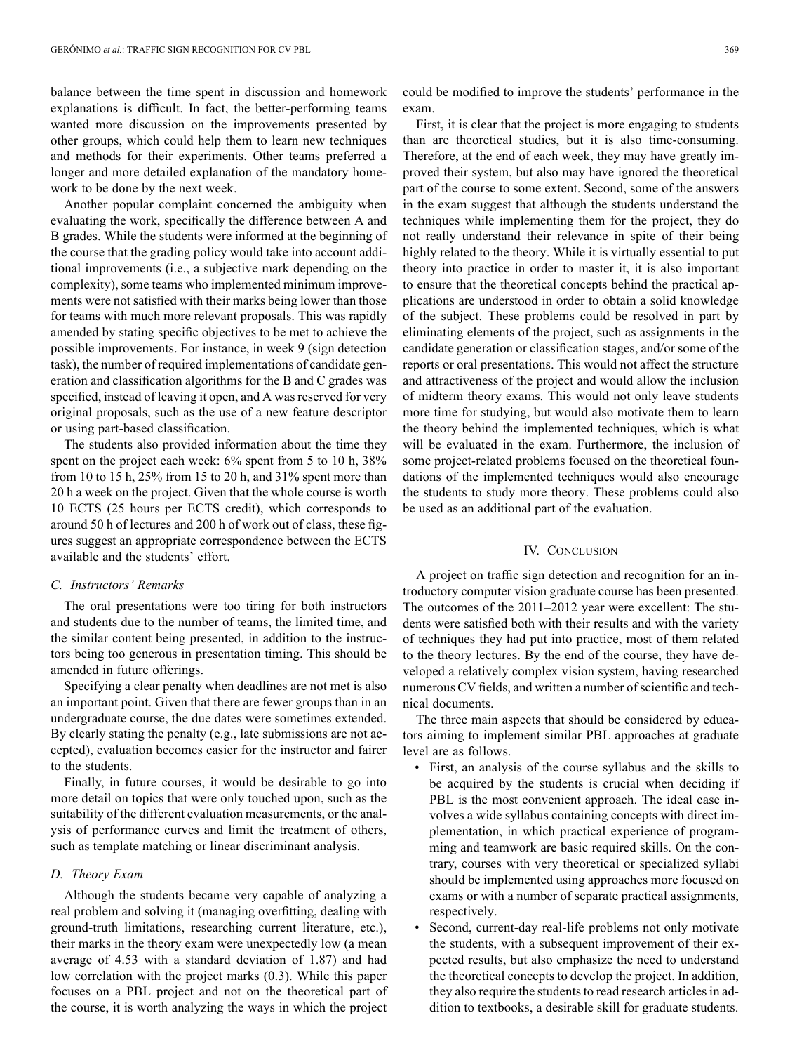balance between the time spent in discussion and homework explanations is difficult. In fact, the better-performing teams wanted more discussion on the improvements presented by other groups, which could help them to learn new techniques and methods for their experiments. Other teams preferred a longer and more detailed explanation of the mandatory homework to be done by the next week.

Another popular complaint concerned the ambiguity when evaluating the work, specifically the difference between A and B grades. While the students were informed at the beginning of the course that the grading policy would take into account additional improvements (i.e., a subjective mark depending on the complexity), some teams who implemented minimum improvements were not satisfied with their marks being lower than those for teams with much more relevant proposals. This was rapidly amended by stating specific objectives to be met to achieve the possible improvements. For instance, in week 9 (sign detection task), the number of required implementations of candidate generation and classification algorithms for the B and C grades was specified, instead of leaving it open, and A was reserved for very original proposals, such as the use of a new feature descriptor or using part-based classification.

The students also provided information about the time they spent on the project each week: 6% spent from 5 to 10 h, 38% from 10 to 15 h, 25% from 15 to 20 h, and 31% spent more than 20 h a week on the project. Given that the whole course is worth 10 ECTS (25 hours per ECTS credit), which corresponds to around 50 h of lectures and 200 h of work out of class, these figures suggest an appropriate correspondence between the ECTS available and the students' effort.

### C. Instructors' Remarks

The oral presentations were too tiring for both instructors and students due to the number of teams, the limited time, and the similar content being presented, in addition to the instructors being too generous in presentation timing. This should be amended in future offerings.

Specifying a clear penalty when deadlines are not met is also an important point. Given that there are fewer groups than in an undergraduate course, the due dates were sometimes extended. By clearly stating the penalty (e.g., late submissions are not accepted), evaluation becomes easier for the instructor and fairer to the students.

Finally, in future courses, it would be desirable to go into more detail on topics that were only touched upon, such as the suitability of the different evaluation measurements, or the analysis of performance curves and limit the treatment of others, such as template matching or linear discriminant analysis.

### D. Theory Exam

Although the students became very capable of analyzing a real problem and solving it (managing overfitting, dealing with ground-truth limitations, researching current literature, etc.), their marks in the theory exam were unexpectedly low (a mean average of 4.53 with a standard deviation of 1.87) and had low correlation with the project marks (0.3). While this paper focuses on a PBL project and not on the theoretical part of the course, it is worth analyzing the ways in which the project could be modified to improve the students' performance in the exam.

First, it is clear that the project is more engaging to students than are theoretical studies, but it is also time-consuming. Therefore, at the end of each week, they may have greatly improved their system, but also may have ignored the theoretical part of the course to some extent. Second, some of the answers in the exam suggest that although the students understand the techniques while implementing them for the project, they do not really understand their relevance in spite of their being highly related to the theory. While it is virtually essential to put theory into practice in order to master it, it is also important to ensure that the theoretical concepts behind the practical applications are understood in order to obtain a solid knowledge of the subject. These problems could be resolved in part by eliminating elements of the project, such as assignments in the candidate generation or classification stages, and/or some of the reports or oral presentations. This would not affect the structure and attractiveness of the project and would allow the inclusion of midterm theory exams. This would not only leave students more time for studying, but would also motivate them to learn the theory behind the implemented techniques, which is what will be evaluated in the exam. Furthermore, the inclusion of some project-related problems focused on the theoretical foundations of the implemented techniques would also encourage the students to study more theory. These problems could also be used as an additional part of the evaluation.

## IV. Conclusion

A project on traffic sign detection and recognition for an introductory computer vision graduate course has been presented. The outcomes of the 2011–2012 year were excellent: The students were satisfied both with their results and with the variety of techniques they had put into practice, most of them related to the theory lectures. By the end of the course, they have developed a relatively complex vision system, having researched numerous CV fields, and written a number of scientific and technical documents.

The three main aspects that should be considered by educators aiming to implement similar PBL approaches at graduate level are as follows.

- First, an analysis of the course syllabus and the skills to be acquired by the students is crucial when deciding if PBL is the most convenient approach. The ideal case involves a wide syllabus containing concepts with direct implementation, in which practical experience of programming and teamwork are basic required skills. On the contrary, courses with very theoretical or specialized syllabi should be implemented using approaches more focused on exams or with a number of separate practical assignments, respectively.
- Second, current-day real-life problems not only motivate the students, with a subsequent improvement of their expected results, but also emphasize the need to understand the theoretical concepts to develop the project. In addition, they also require the students to read research articles in addition to textbooks, a desirable skill for graduate students.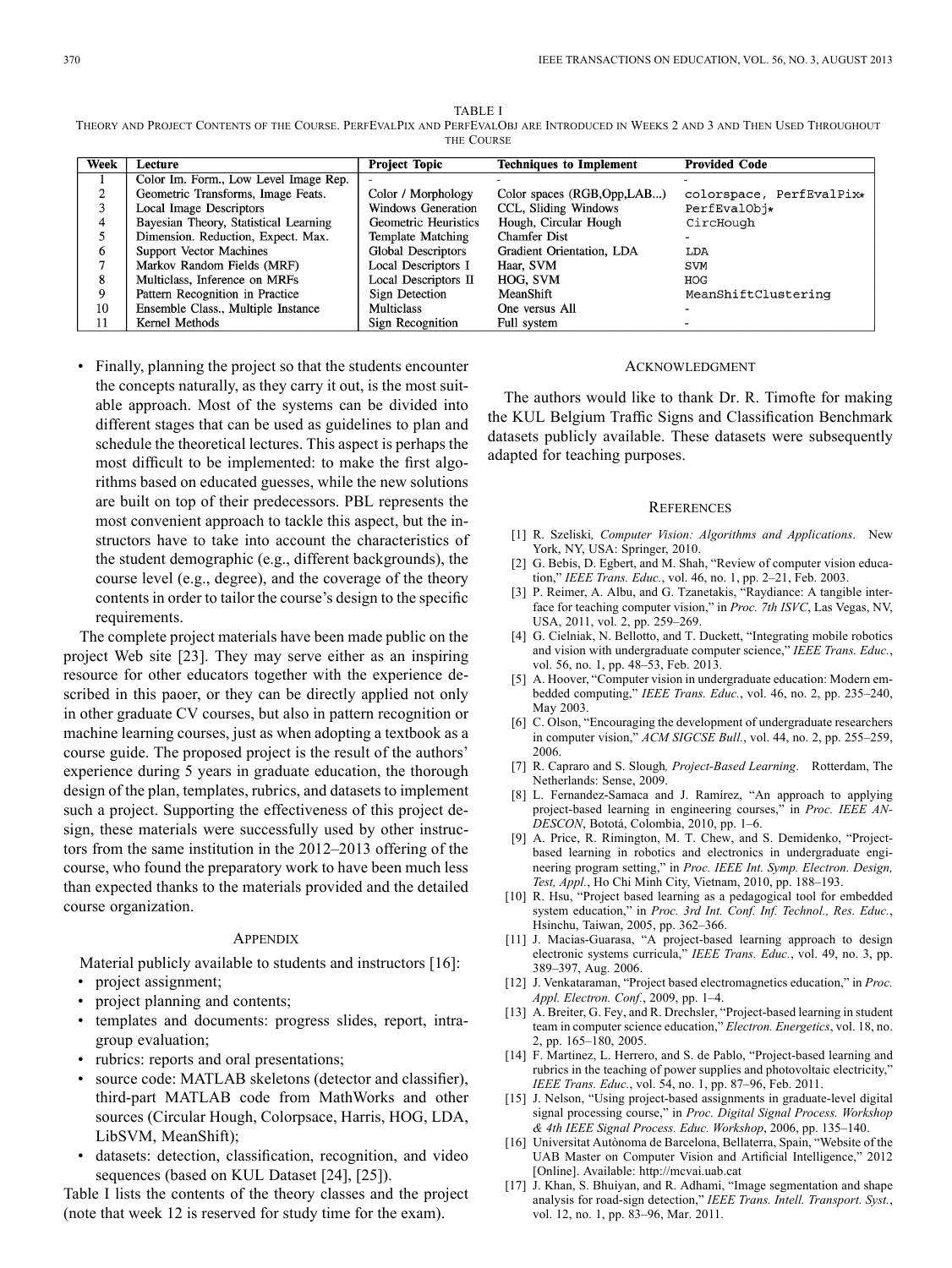TABLE I
THEORY AND PROJECT CONTENTS OF THE COURSE. PERFEVALPIX AND PERFEVALOBJ ARE INTRODUCED IN WEEKS 2 AND 3 AND THEN USED THROUGHOUT THE COURSE

| Week | Lecture | Project Topic | Techniques to Implement | Provided Code |
|---|---|---|---|---|
| 1 | Color Im. Form., Low Level Image Rep. | - | - | - |
| 2 | Geometric Transforms, Image Feats. | Color / Morphology | Color spaces (RGB,Opp,LAB...) | colorspace, PerfEvalPix* |
| 3 | Local Image Descriptors | Windows Generation | CCL, Sliding Windows | PerfEvalObj* |
| 4 | Bayesian Theory, Statistical Learning | Geometric Heuristics | Hough, Circular Hough | CircHough |
| 5 | Dimension. Reduction, Expect. Max. | Template Matching | Chamfer Dist | - |
| 6 | Support Vector Machines | Global Descriptors | Gradient Orientation, LDA | LDA |
| 7 | Markov Random Fields (MRF) | Local Descriptors I | Haar, SVM | SVM |
| 8 | Multiclass, Inference on MRFs | Local Descriptors II | HOG, SVM | HOG |
| 9 | Pattern Recognition in Practice | Sign Detection | MeanShift | MeanShiftClustering |
| 10 | Ensemble Class., Multiple Instance | Multiclass | One versus All | - |
| 11 | Kernel Methods | Sign Recognition | Full system | - |

- Finally, planning the project so that the students encounter the concepts naturally, as they carry it out, is the most suitable approach. Most of the systems can be divided into different stages that can be used as guidelines to plan and schedule the theoretical lectures. This aspect is perhaps the most difficult to be implemented: to make the first algorithms based on educated guesses, while the new solutions are built on top of their predecessors. PBL represents the most convenient approach to tackle this aspect, but the instructors have to take into account the characteristics of the student demographic (e.g., different backgrounds), the course level (e.g., degree), and the coverage of the theory contents in order to tailor the course's design to the specific requirements.

The complete project materials have been made public on the project Web site [23]. They may serve either as an inspiring resource for other educators together with the experience described in this paoer, or they can be directly applied not only in other graduate CV courses, but also in pattern recognition or machine learning courses, just as when adopting a textbook as a course guide. The proposed project is the result of the authors' experience during 5 years in graduate education, the thorough design of the plan, templates, rubrics, and datasets to implement such a project. Supporting the effectiveness of this project design, these materials were successfully used by other instructors from the same institution in the 2012–2013 offering of the course, who found the preparatory work to have been much less than expected thanks to the materials provided and the detailed course organization.

## APPENDIX

Material publicly available to students and instructors [16]:

- project assignment;
- project planning and contents;
- templates and documents: progress slides, report, intragroup evaluation;
- rubrics: reports and oral presentations;
- source code: MATLAB skeletons (detector and classifier), third-part MATLAB code from MathWorks and other sources (Circular Hough, Colorpsace, Harris, HOG, LDA, LibSVM, MeanShift);
- datasets: detection, classification, recognition, and video sequences (based on KUL Dataset [24], [25]).

Table I lists the contents of the theory classes and the project (note that week 12 is reserved for study time for the exam).

## ACKNOWLEDGMENT

The authors would like to thank Dr. R. Timofte for making the KUL Belgium Traffic Signs and Classification Benchmark datasets publicly available. These datasets were subsequently adapted for teaching purposes.

## REFERENCES

[1] R. Szeliski, *Computer Vision: Algorithms and Applications*. New York, NY, USA: Springer, 2010.

[2] G. Bebis, D. Egbert, and M. Shah, "Review of computer vision education," *IEEE Trans. Educ.*, vol. 46, no. 1, pp. 2–21, Feb. 2003.

[3] P. Reimer, A. Albu, and G. Tzanetakis, "Raydiance: A tangible interface for teaching computer vision," in *Proc. 7th ISVC*, Las Vegas, NV, USA, 2011, vol. 2, pp. 259–269.

[4] G. Cielniak, N. Bellotto, and T. Duckett, "Integrating mobile robotics and vision with undergraduate computer science," *IEEE Trans. Educ.*, vol. 56, no. 1, pp. 48–53, Feb. 2013.

[5] A. Hoover, "Computer vision in undergraduate education: Modern embedded computing," *IEEE Trans. Educ.*, vol. 46, no. 2, pp. 235–240, May 2003.

[6] C. Olson, "Encouraging the development of undergraduate researchers in computer vision," *ACM SIGCSE Bull.*, vol. 44, no. 2, pp. 255–259, 2006.

[7] R. Capraro and S. Slough, *Project-Based Learning*. Rotterdam, The Netherlands: Sense, 2009.

[8] L. Fernandez-Samaca and J. Ramírez, "An approach to applying project-based learning in engineering courses," in *Proc. IEEE ANDESCON*, Bototá, Colombia, 2010, pp. 1–6.

[9] A. Price, R. Rimington, M. T. Chew, and S. Demidenko, "Project-based learning in robotics and electronics in undergraduate engineering program setting," in *Proc. IEEE Int. Symp. Electron. Design, Test, Appl.*, Ho Chi Minh City, Vietnam, 2010, pp. 188–193.

[10] R. Hsu, "Project based learning as a pedagogical tool for embedded system education," in *Proc. 3rd Int. Conf. Inf. Technol., Res. Educ.*, Hsinchu, Taiwan, 2005, pp. 362–366.

[11] J. Macias-Guarasa, "A project-based learning approach to design electronic systems curricula," *IEEE Trans. Educ.*, vol. 49, no. 3, pp. 389–397, Aug. 2006.

[12] J. Venkataraman, "Project based electromagnetics education," in *Proc. Appl. Electron. Conf.*, 2009, pp. 1–4.

[13] A. Breiter, G. Fey, and R. Drechsler, "Project-based learning in student team in computer science education," *Electron. Energetics*, vol. 18, no. 2, pp. 165–180, 2005.

[14] F. Martinez, L. Herrero, and S. de Pablo, "Project-based learning and rubrics in the teaching of power supplies and photovoltaic electricity," *IEEE Trans. Educ.*, vol. 54, no. 1, pp. 87–96, Feb. 2011.

[15] J. Nelson, "Using project-based assignments in graduate-level digital signal processing course," in *Proc. Digital Signal Process. Workshop & 4th IEEE Signal Process. Educ. Workshop*, 2006, pp. 135–140.

[16] Universitat Autònoma de Barcelona, Bellaterra, Spain, "Website of the UAB Master on Computer Vision and Artificial Intelligence," 2012 [Online]. Available: http://mcvai.uab.cat

[17] J. Khan, S. Bhuiyan, and R. Adhami, "Image segmentation and shape analysis for road-sign detection," *IEEE Trans. Intell. Transport. Syst.*, vol. 12, no. 1, pp. 83–96, Mar. 2011.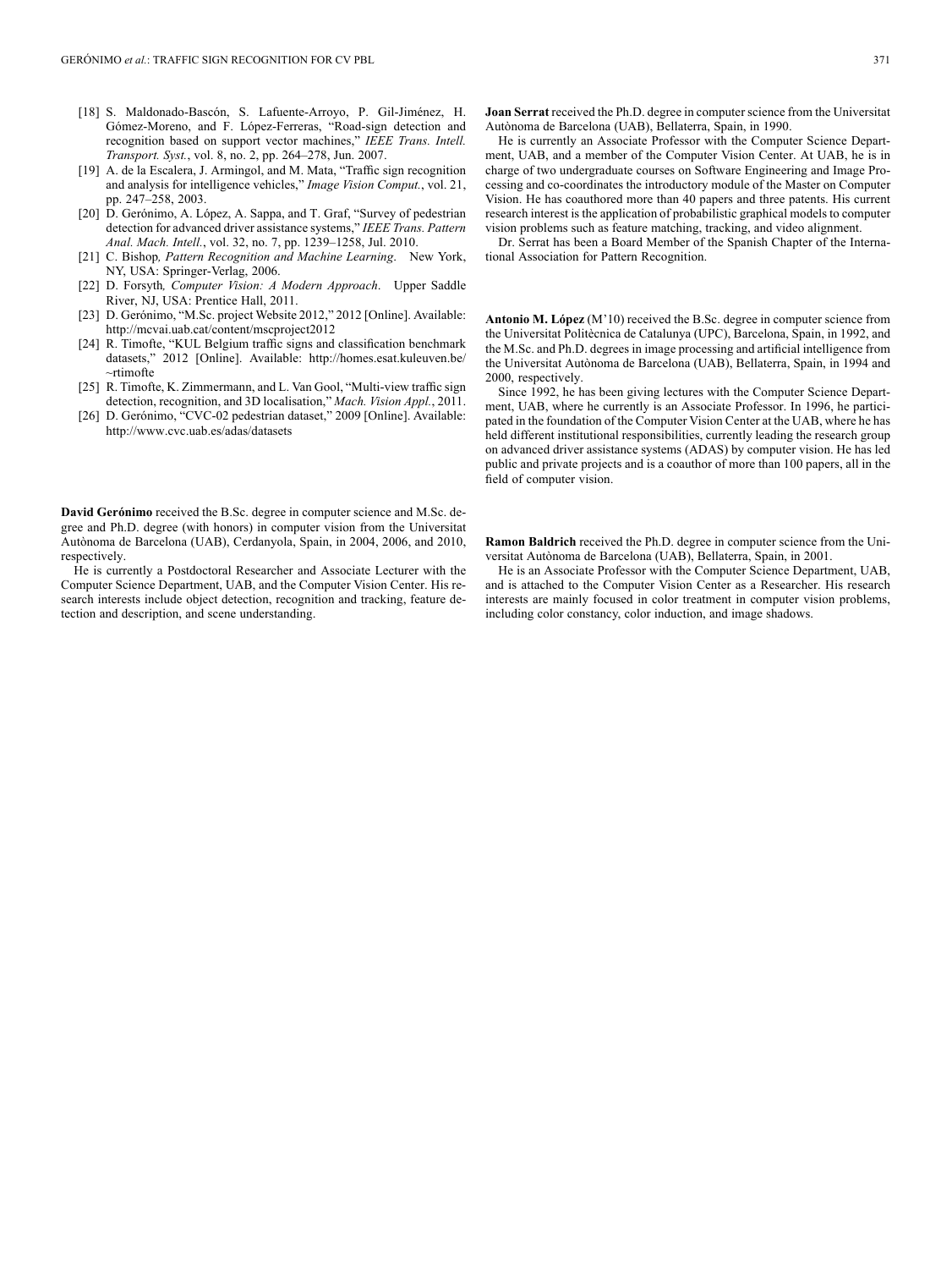[18] S. Maldonado-Bascón, S. Lafuente-Arroyo, P. Gil-Jiménez, H. Gómez-Moreno, and F. López-Ferreras, "Road-sign detection and recognition based on support vector machines," *IEEE Trans. Intell. Transport. Syst.*, vol. 8, no. 2, pp. 264–278, Jun. 2007.

[19] A. de la Escalera, J. Armingol, and M. Mata, "Traffic sign recognition and analysis for intelligence vehicles," *Image Vision Comput.*, vol. 21, pp. 247–258, 2003.

[20] D. Gerónimo, A. López, A. Sappa, and T. Graf, "Survey of pedestrian detection for advanced driver assistance systems," *IEEE Trans. Pattern Anal. Mach. Intell.*, vol. 32, no. 7, pp. 1239–1258, Jul. 2010.

[21] C. Bishop, *Pattern Recognition and Machine Learning*. New York, NY, USA: Springer-Verlag, 2006.

[22] D. Forsyth, *Computer Vision: A Modern Approach*. Upper Saddle River, NJ, USA: Prentice Hall, 2011.

[23] D. Gerónimo, "M.Sc. project Website 2012," 2012 [Online]. Available: http://mcvai.uab.cat/content/mscproject2012

[24] R. Timofte, "KUL Belgium traffic signs and classification benchmark datasets," 2012 [Online]. Available: http://homes.esat.kuleuven.be/~rtimofte

[25] R. Timofte, K. Zimmermann, and L. Van Gool, "Multi-view traffic sign detection, recognition, and 3D localisation," *Mach. Vision Appl.*, 2011.

[26] D. Gerónimo, "CVC-02 pedestrian dataset," 2009 [Online]. Available: http://www.cvc.uab.es/adas/datasets

**David Gerónimo** received the B.Sc. degree in computer science and M.Sc. degree and Ph.D. degree (with honors) in computer vision from the Universitat Autònoma de Barcelona (UAB), Cerdanyola, Spain, in 2004, 2006, and 2010, respectively.

He is currently a Postdoctoral Researcher and Associate Lecturer with the Computer Science Department, UAB, and the Computer Vision Center. His research interests include object detection, recognition and tracking, feature detection and description, and scene understanding.

**Joan Serrat** received the Ph.D. degree in computer science from the Universitat Autònoma de Barcelona (UAB), Bellaterra, Spain, in 1990.

He is currently an Associate Professor with the Computer Science Department, UAB, and a member of the Computer Vision Center. At UAB, he is in charge of two undergraduate courses on Software Engineering and Image Processing and co-coordinates the introductory module of the Master on Computer Vision. He has coauthored more than 40 papers and three patents. His current research interest is the application of probabilistic graphical models to computer vision problems such as feature matching, tracking, and video alignment.

Dr. Serrat has been a Board Member of the Spanish Chapter of the International Association for Pattern Recognition.

**Antonio M. López** (M'10) received the B.Sc. degree in computer science from the Universitat Politècnica de Catalunya (UPC), Barcelona, Spain, in 1992, and the M.Sc. and Ph.D. degrees in image processing and artificial intelligence from the Universitat Autònoma de Barcelona (UAB), Bellaterra, Spain, in 1994 and 2000, respectively.

Since 1992, he has been giving lectures with the Computer Science Department, UAB, where he currently is an Associate Professor. In 1996, he participated in the foundation of the Computer Vision Center at the UAB, where he has held different institutional responsibilities, currently leading the research group on advanced driver assistance systems (ADAS) by computer vision. He has led public and private projects and is a coauthor of more than 100 papers, all in the field of computer vision.

**Ramon Baldrich** received the Ph.D. degree in computer science from the Universitat Autònoma de Barcelona (UAB), Bellaterra, Spain, in 2001.

He is an Associate Professor with the Computer Science Department, UAB, and is attached to the Computer Vision Center as a Researcher. His research interests are mainly focused in color treatment in computer vision problems, including color constancy, color induction, and image shadows.